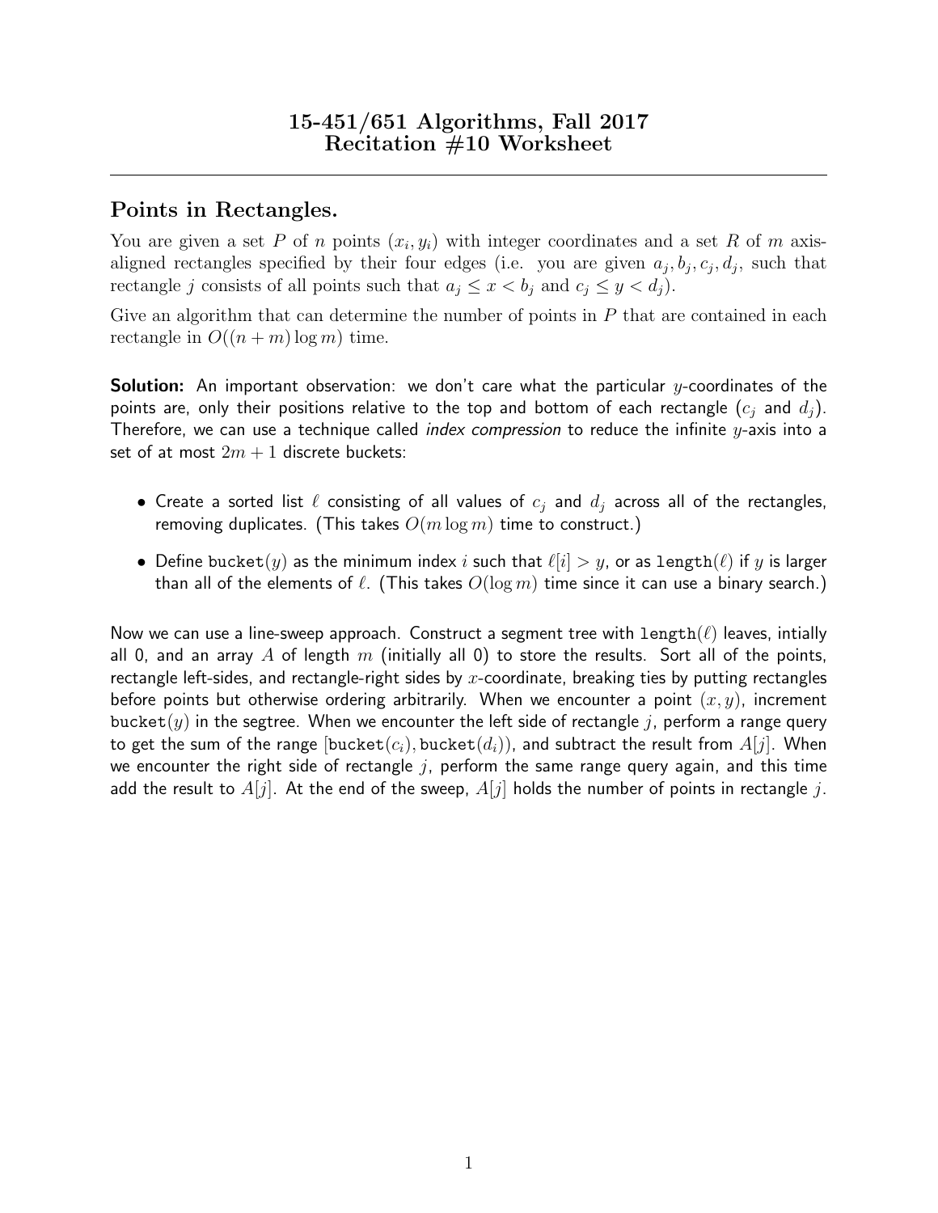# 15-451/651 Algorithms, Fall 2017
## Recitation #10 Worksheet

---

## Points in Rectangles.

You are given a set $P$ of $n$ points $(x_i, y_i)$ with integer coordinates and a set $R$ of $m$ axis-aligned rectangles specified by their four edges (i.e. you are given $a_j, b_j, c_j, d_j$, such that rectangle $j$ consists of all points such that $a_j \leq x < b_j$ and $c_j \leq y < d_j$).

Give an algorithm that can determine the number of points in $P$ that are contained in each rectangle in $O((n+m)\log m)$ time.

**Solution:** An important observation: we don't care what the particular $y$-coordinates of the points are, only their positions relative to the top and bottom of each rectangle ($c_j$ and $d_j$). Therefore, we can use a technique called *index compression* to reduce the infinite $y$-axis into a set of at most $2m+1$ discrete buckets:

- Create a sorted list $\ell$ consisting of all values of $c_j$ and $d_j$ across all of the rectangles, removing duplicates. (This takes $O(m \log m)$ time to construct.)
- Define $\texttt{bucket}(y)$ as the minimum index $i$ such that $\ell[i] > y$, or as $\texttt{length}(\ell)$ if $y$ is larger than all of the elements of $\ell$. (This takes $O(\log m)$ time since it can use a binary search.)

Now we can use a line-sweep approach. Construct a segment tree with $\texttt{length}(\ell)$ leaves, intially all 0, and an array $A$ of length $m$ (initially all 0) to store the results. Sort all of the points, rectangle left-sides, and rectangle-right sides by $x$-coordinate, breaking ties by putting rectangles before points but otherwise ordering arbitrarily. When we encounter a point $(x, y)$, increment $\texttt{bucket}(y)$ in the segtree. When we encounter the left side of rectangle $j$, perform a range query to get the sum of the range $[\texttt{bucket}(c_i), \texttt{bucket}(d_i))$, and subtract the result from $A[j]$. When we encounter the right side of rectangle $j$, perform the same range query again, and this time add the result to $A[j]$. At the end of the sweep, $A[j]$ holds the number of points in rectangle $j$.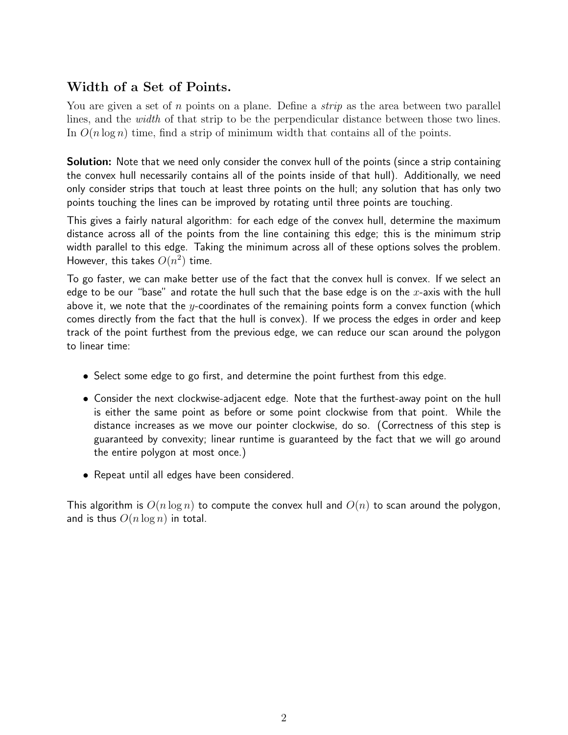## Width of a Set of Points.

You are given a set of $n$ points on a plane. Define a *strip* as the area between two parallel lines, and the *width* of that strip to be the perpendicular distance between those two lines. In $O(n \log n)$ time, find a strip of minimum width that contains all of the points.

**Solution:** Note that we need only consider the convex hull of the points (since a strip containing the convex hull necessarily contains all of the points inside of that hull). Additionally, we need only consider strips that touch at least three points on the hull; any solution that has only two points touching the lines can be improved by rotating until three points are touching.

This gives a fairly natural algorithm: for each edge of the convex hull, determine the maximum distance across all of the points from the line containing this edge; this is the minimum strip width parallel to this edge. Taking the minimum across all of these options solves the problem. However, this takes $O(n^2)$ time.

To go faster, we can make better use of the fact that the convex hull is convex. If we select an edge to be our "base" and rotate the hull such that the base edge is on the $x$-axis with the hull above it, we note that the $y$-coordinates of the remaining points form a convex function (which comes directly from the fact that the hull is convex). If we process the edges in order and keep track of the point furthest from the previous edge, we can reduce our scan around the polygon to linear time:

- Select some edge to go first, and determine the point furthest from this edge.
- Consider the next clockwise-adjacent edge. Note that the furthest-away point on the hull is either the same point as before or some point clockwise from that point. While the distance increases as we move our pointer clockwise, do so. (Correctness of this step is guaranteed by convexity; linear runtime is guaranteed by the fact that we will go around the entire polygon at most once.)
- Repeat until all edges have been considered.

This algorithm is $O(n \log n)$ to compute the convex hull and $O(n)$ to scan around the polygon, and is thus $O(n \log n)$ in total.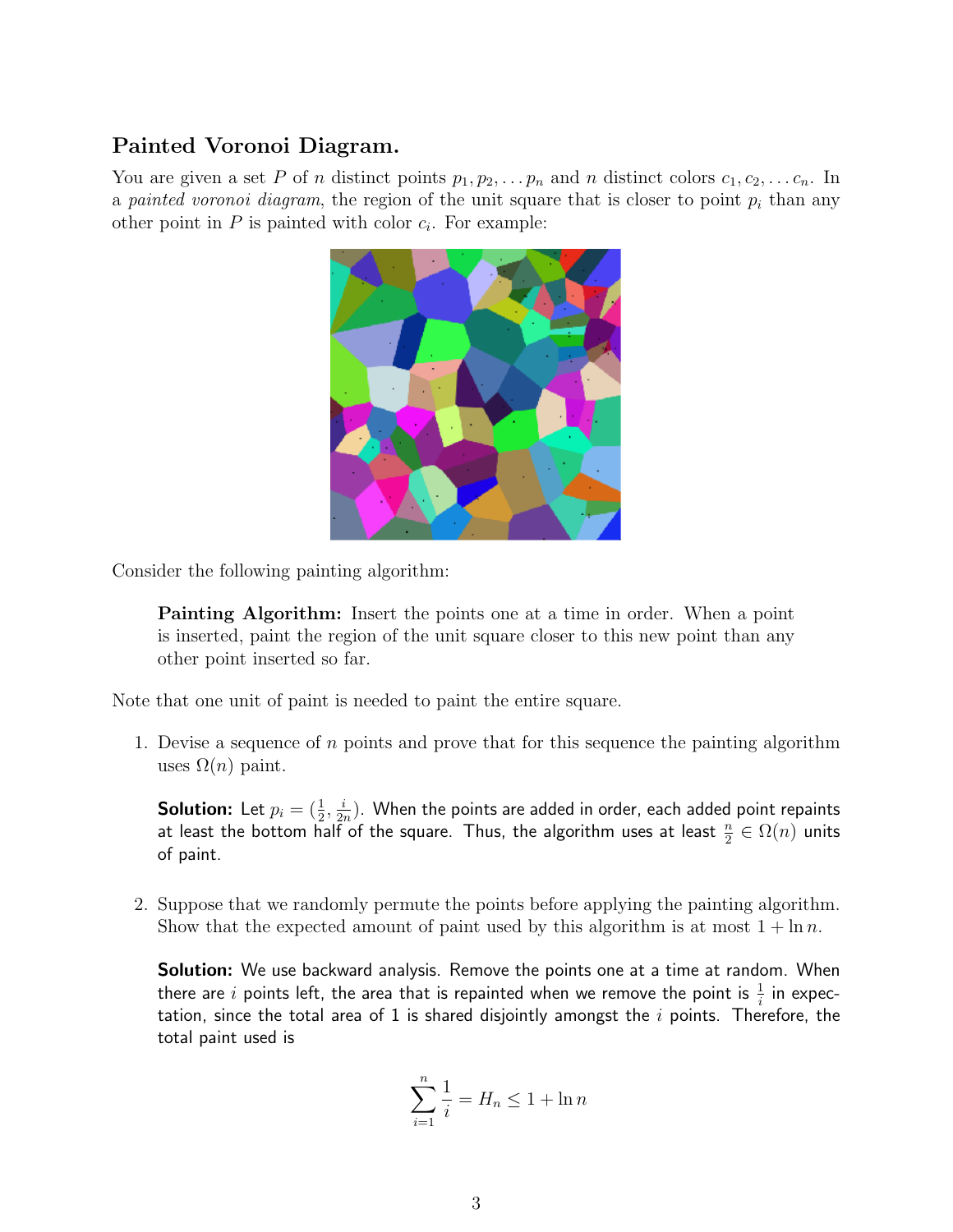## Painted Voronoi Diagram.

You are given a set $P$ of $n$ distinct points $p_1, p_2, \ldots p_n$ and $n$ distinct colors $c_1, c_2, \ldots c_n$. In a *painted voronoi diagram*, the region of the unit square that is closer to point $p_i$ than any other point in $P$ is painted with color $c_i$. For example:

Consider the following painting algorithm:

> **Painting Algorithm:** Insert the points one at a time in order. When a point is inserted, paint the region of the unit square closer to this new point than any other point inserted so far.

Note that one unit of paint is needed to paint the entire square.

1. Devise a sequence of $n$ points and prove that for this sequence the painting algorithm uses $\Omega(n)$ paint.

   **Solution:** Let $p_i = (\frac{1}{2}, \frac{i}{2n})$. When the points are added in order, each added point repaints at least the bottom half of the square. Thus, the algorithm uses at least $\frac{n}{2} \in \Omega(n)$ units of paint.

2. Suppose that we randomly permute the points before applying the painting algorithm. Show that the expected amount of paint used by this algorithm is at most $1 + \ln n$.

   **Solution:** We use backward analysis. Remove the points one at a time at random. When there are $i$ points left, the area that is repainted when we remove the point is $\frac{1}{i}$ in expectation, since the total area of 1 is shared disjointly amongst the $i$ points. Therefore, the total paint used is

$$\sum_{i=1}^{n} \frac{1}{i} = H_n \leq 1 + \ln n$$